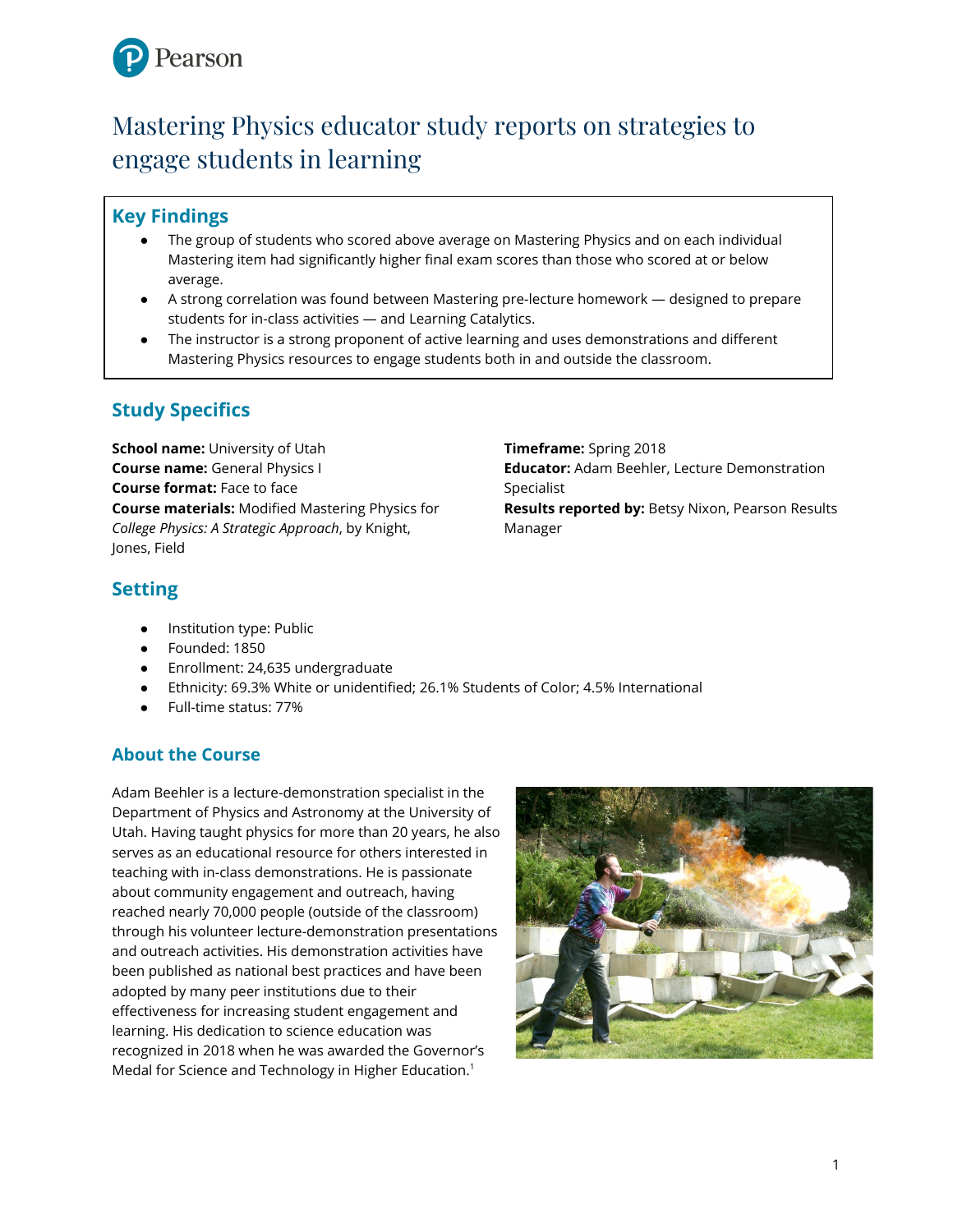# Mastering Physics educator study reports on strategies to engage students in learning

## Key Findings

- The group of students who scored above average on Mastering Physics and on each individual Mastering item had significantly higher final exam scores than those who scored at or below average.
- A strong correlation was found between Mastering pre-lecture homework — designed to prepare students for in-class activities — and Learning Catalytics.
- The instructor is a strong proponent of active learning and uses demonstrations and different Mastering Physics resources to engage students both in and outside the classroom.

## Study Specifics

**School name:** University of Utah
**Course name:** General Physics I
**Course format:** Face to face
**Course materials:** Modified Mastering Physics for *College Physics: A Strategic Approach*, by Knight, Jones, Field

**Timeframe:** Spring 2018
**Educator:** Adam Beehler, Lecture Demonstration Specialist
**Results reported by:** Betsy Nixon, Pearson Results Manager

## Setting

- Institution type: Public
- Founded: 1850
- Enrollment: 24,635 undergraduate
- Ethnicity: 69.3% White or unidentified; 26.1% Students of Color; 4.5% International
- Full-time status: 77%

## About the Course

Adam Beehler is a lecture-demonstration specialist in the Department of Physics and Astronomy at the University of Utah. Having taught physics for more than 20 years, he also serves as an educational resource for others interested in teaching with in-class demonstrations. He is passionate about community engagement and outreach, having reached nearly 70,000 people (outside of the classroom) through his volunteer lecture-demonstration presentations and outreach activities. His demonstration activities have been published as national best practices and have been adopted by many peer institutions due to their effectiveness for increasing student engagement and learning. His dedication to science education was recognized in 2018 when he was awarded the Governor's Medal for Science and Technology in Higher Education.[1]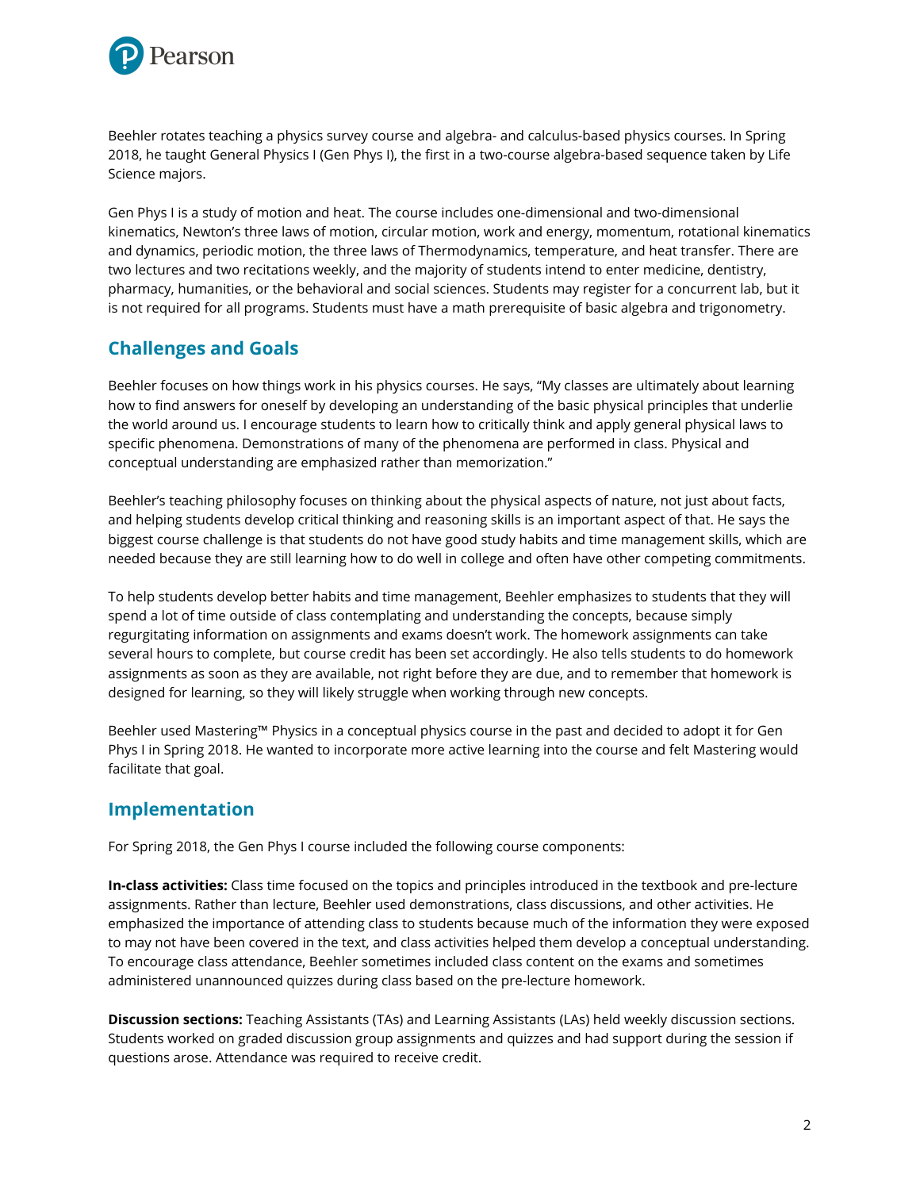Beehler rotates teaching a physics survey course and algebra- and calculus-based physics courses. In Spring 2018, he taught General Physics I (Gen Phys I), the first in a two-course algebra-based sequence taken by Life Science majors.

Gen Phys I is a study of motion and heat. The course includes one-dimensional and two-dimensional kinematics, Newton's three laws of motion, circular motion, work and energy, momentum, rotational kinematics and dynamics, periodic motion, the three laws of Thermodynamics, temperature, and heat transfer. There are two lectures and two recitations weekly, and the majority of students intend to enter medicine, dentistry, pharmacy, humanities, or the behavioral and social sciences. Students may register for a concurrent lab, but it is not required for all programs. Students must have a math prerequisite of basic algebra and trigonometry.

## Challenges and Goals

Beehler focuses on how things work in his physics courses. He says, "My classes are ultimately about learning how to find answers for oneself by developing an understanding of the basic physical principles that underlie the world around us. I encourage students to learn how to critically think and apply general physical laws to specific phenomena. Demonstrations of many of the phenomena are performed in class. Physical and conceptual understanding are emphasized rather than memorization."

Beehler's teaching philosophy focuses on thinking about the physical aspects of nature, not just about facts, and helping students develop critical thinking and reasoning skills is an important aspect of that. He says the biggest course challenge is that students do not have good study habits and time management skills, which are needed because they are still learning how to do well in college and often have other competing commitments.

To help students develop better habits and time management, Beehler emphasizes to students that they will spend a lot of time outside of class contemplating and understanding the concepts, because simply regurgitating information on assignments and exams doesn't work. The homework assignments can take several hours to complete, but course credit has been set accordingly. He also tells students to do homework assignments as soon as they are available, not right before they are due, and to remember that homework is designed for learning, so they will likely struggle when working through new concepts.

Beehler used Mastering™ Physics in a conceptual physics course in the past and decided to adopt it for Gen Phys I in Spring 2018. He wanted to incorporate more active learning into the course and felt Mastering would facilitate that goal.

## Implementation

For Spring 2018, the Gen Phys I course included the following course components:

**In-class activities:** Class time focused on the topics and principles introduced in the textbook and pre-lecture assignments. Rather than lecture, Beehler used demonstrations, class discussions, and other activities. He emphasized the importance of attending class to students because much of the information they were exposed to may not have been covered in the text, and class activities helped them develop a conceptual understanding. To encourage class attendance, Beehler sometimes included class content on the exams and sometimes administered unannounced quizzes during class based on the pre-lecture homework.

**Discussion sections:** Teaching Assistants (TAs) and Learning Assistants (LAs) held weekly discussion sections. Students worked on graded discussion group assignments and quizzes and had support during the session if questions arose. Attendance was required to receive credit.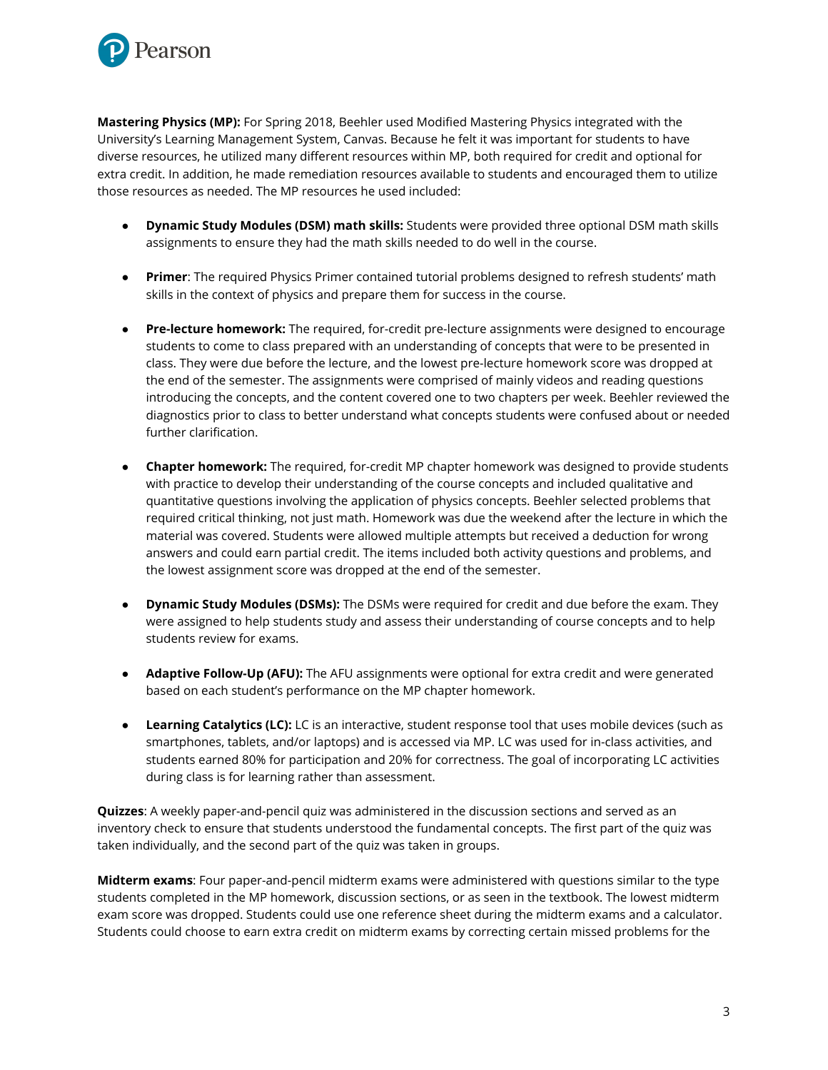**Mastering Physics (MP):** For Spring 2018, Beehler used Modified Mastering Physics integrated with the University's Learning Management System, Canvas. Because he felt it was important for students to have diverse resources, he utilized many different resources within MP, both required for credit and optional for extra credit. In addition, he made remediation resources available to students and encouraged them to utilize those resources as needed. The MP resources he used included:

- **Dynamic Study Modules (DSM) math skills:** Students were provided three optional DSM math skills assignments to ensure they had the math skills needed to do well in the course.

- **Primer**: The required Physics Primer contained tutorial problems designed to refresh students' math skills in the context of physics and prepare them for success in the course.

- **Pre-lecture homework:** The required, for-credit pre-lecture assignments were designed to encourage students to come to class prepared with an understanding of concepts that were to be presented in class. They were due before the lecture, and the lowest pre-lecture homework score was dropped at the end of the semester. The assignments were comprised of mainly videos and reading questions introducing the concepts, and the content covered one to two chapters per week. Beehler reviewed the diagnostics prior to class to better understand what concepts students were confused about or needed further clarification.

- **Chapter homework:** The required, for-credit MP chapter homework was designed to provide students with practice to develop their understanding of the course concepts and included qualitative and quantitative questions involving the application of physics concepts. Beehler selected problems that required critical thinking, not just math. Homework was due the weekend after the lecture in which the material was covered. Students were allowed multiple attempts but received a deduction for wrong answers and could earn partial credit. The items included both activity questions and problems, and the lowest assignment score was dropped at the end of the semester.

- **Dynamic Study Modules (DSMs):** The DSMs were required for credit and due before the exam. They were assigned to help students study and assess their understanding of course concepts and to help students review for exams.

- **Adaptive Follow-Up (AFU):** The AFU assignments were optional for extra credit and were generated based on each student's performance on the MP chapter homework.

- **Learning Catalytics (LC):** LC is an interactive, student response tool that uses mobile devices (such as smartphones, tablets, and/or laptops) and is accessed via MP. LC was used for in-class activities, and students earned 80% for participation and 20% for correctness. The goal of incorporating LC activities during class is for learning rather than assessment.

**Quizzes**: A weekly paper-and-pencil quiz was administered in the discussion sections and served as an inventory check to ensure that students understood the fundamental concepts. The first part of the quiz was taken individually, and the second part of the quiz was taken in groups.

**Midterm exams**: Four paper-and-pencil midterm exams were administered with questions similar to the type students completed in the MP homework, discussion sections, or as seen in the textbook. The lowest midterm exam score was dropped. Students could use one reference sheet during the midterm exams and a calculator. Students could choose to earn extra credit on midterm exams by correcting certain missed problems for the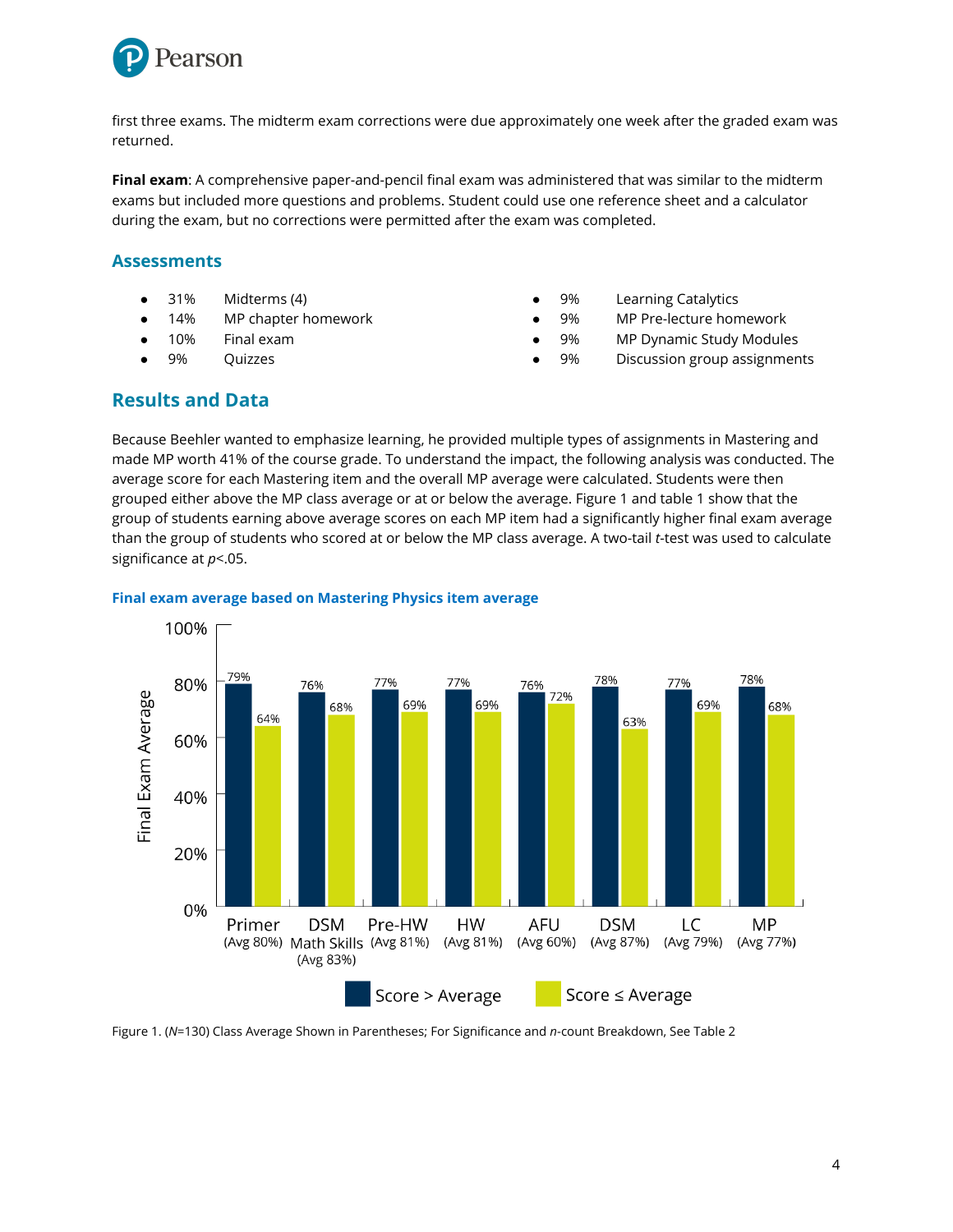first three exams. The midterm exam corrections were due approximately one week after the graded exam was returned.

**Final exam**: A comprehensive paper-and-pencil final exam was administered that was similar to the midterm exams but included more questions and problems. Student could use one reference sheet and a calculator during the exam, but no corrections were permitted after the exam was completed.

## Assessments

- 31% Midterms (4)
- 14% MP chapter homework
- 10% Final exam
- 9% Quizzes
- 9% Learning Catalytics
- 9% MP Pre-lecture homework
- 9% MP Dynamic Study Modules
- 9% Discussion group assignments

## Results and Data

Because Beehler wanted to emphasize learning, he provided multiple types of assignments in Mastering and made MP worth 41% of the course grade. To understand the impact, the following analysis was conducted. The average score for each Mastering item and the overall MP average were calculated. Students were then grouped either above the MP class average or at or below the average. Figure 1 and table 1 show that the group of students earning above average scores on each MP item had a significantly higher final exam average than the group of students who scored at or below the MP class average. A two-tail $t$-test was used to calculate significance at $p<.05$.

### Final exam average based on Mastering Physics item average

| Item | Score > Average | Score ≤ Average |
|---|---|---|
| Primer (Avg 80%) | 79% | 64% |
| DSM Math Skills (Avg 83%) | 76% | 68% |
| Pre-HW (Avg 81%) | 77% | 69% |
| HW (Avg 81%) | 77% | 69% |
| AFU (Avg 60%) | 76% | 72% |
| DSM (Avg 87%) | 78% | 63% |
| LC (Avg 79%) | 77% | 69% |
| MP (Avg 77%) | 78% | 68% |

Figure 1. ($N$=130) Class Average Shown in Parentheses; For Significance and $n$-count Breakdown, See Table 2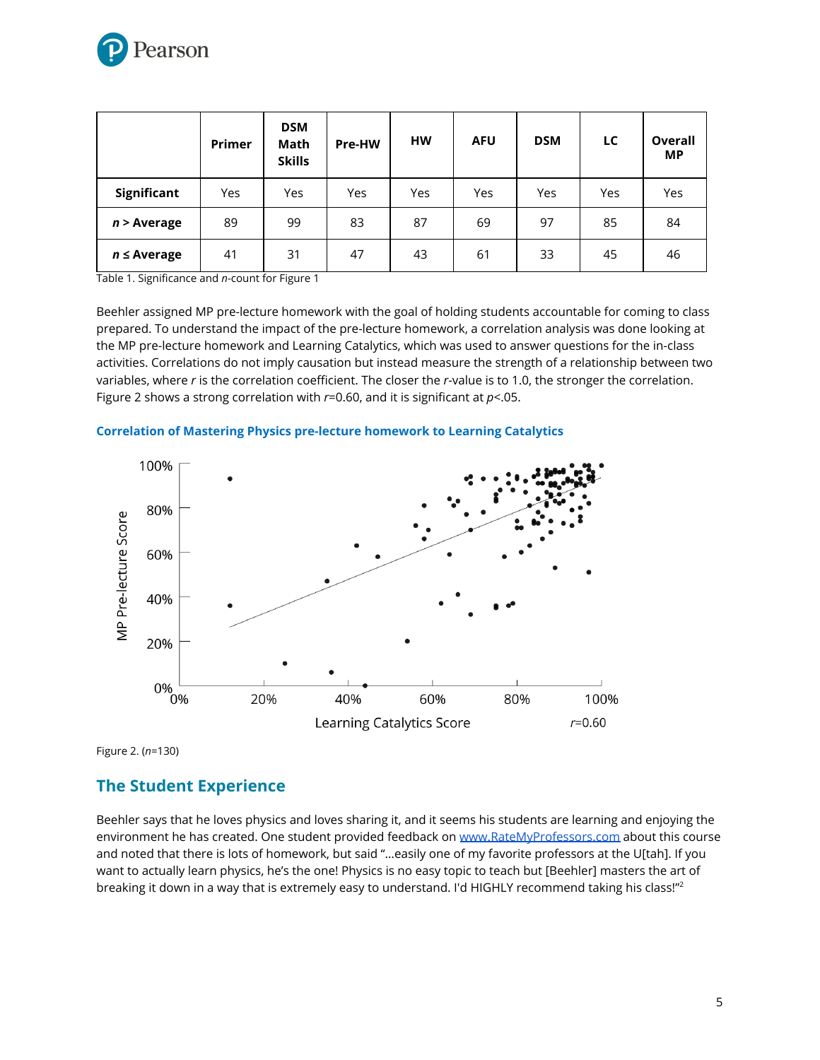| | Primer | DSM Math Skills | Pre-HW | HW | AFU | DSM | LC | Overall MP |
|---|---|---|---|---|---|---|---|---|
| **Significant** | Yes | Yes | Yes | Yes | Yes | Yes | Yes | Yes |
| ***n* > Average** | 89 | 99 | 83 | 87 | 69 | 97 | 85 | 84 |
| ***n* ≤ Average** | 41 | 31 | 47 | 43 | 61 | 33 | 45 | 46 |

Table 1. Significance and *n*-count for Figure 1

Beehler assigned MP pre-lecture homework with the goal of holding students accountable for coming to class prepared. To understand the impact of the pre-lecture homework, a correlation analysis was done looking at the MP pre-lecture homework and Learning Catalytics, which was used to answer questions for the in-class activities. Correlations do not imply causation but instead measure the strength of a relationship between two variables, where $r$ is the correlation coefficient. The closer the $r$-value is to 1.0, the stronger the correlation. Figure 2 shows a strong correlation with $r=0.60$, and it is significant at $p<.05$.

**Correlation of Mastering Physics pre-lecture homework to Learning Catalytics**

Figure 2. ($n=130$)

## The Student Experience

Beehler says that he loves physics and loves sharing it, and it seems his students are learning and enjoying the environment he has created. One student provided feedback on www.RateMyProfessors.com about this course and noted that there is lots of homework, but said "...easily one of my favorite professors at the U[tah]. If you want to actually learn physics, he's the one! Physics is no easy topic to teach but [Beehler] masters the art of breaking it down in a way that is extremely easy to understand. I'd HIGHLY recommend taking his class!"[2]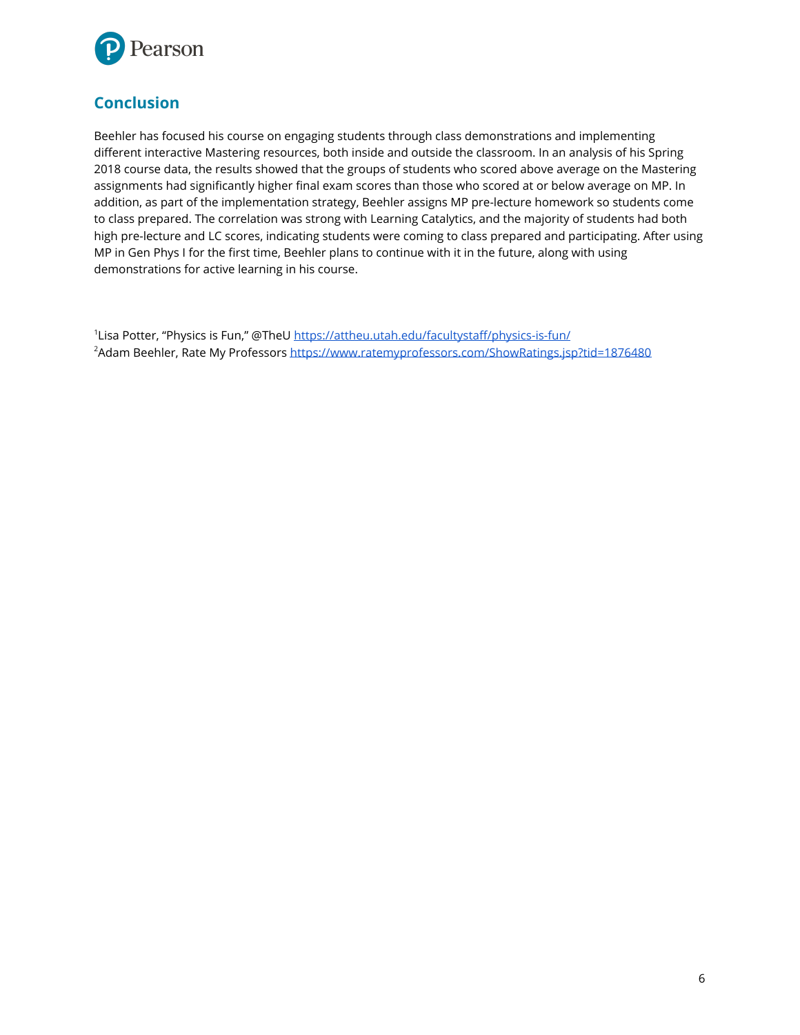## Conclusion

Beehler has focused his course on engaging students through class demonstrations and implementing different interactive Mastering resources, both inside and outside the classroom. In an analysis of his Spring 2018 course data, the results showed that the groups of students who scored above average on the Mastering assignments had significantly higher final exam scores than those who scored at or below average on MP. In addition, as part of the implementation strategy, Beehler assigns MP pre-lecture homework so students come to class prepared. The correlation was strong with Learning Catalytics, and the majority of students had both high pre-lecture and LC scores, indicating students were coming to class prepared and participating. After using MP in Gen Phys I for the first time, Beehler plans to continue with it in the future, along with using demonstrations for active learning in his course.

[1]Lisa Potter, "Physics is Fun," @TheU https://attheu.utah.edu/facultystaff/physics-is-fun/
[2]Adam Beehler, Rate My Professors https://www.ratemyprofessors.com/ShowRatings.jsp?tid=1876480